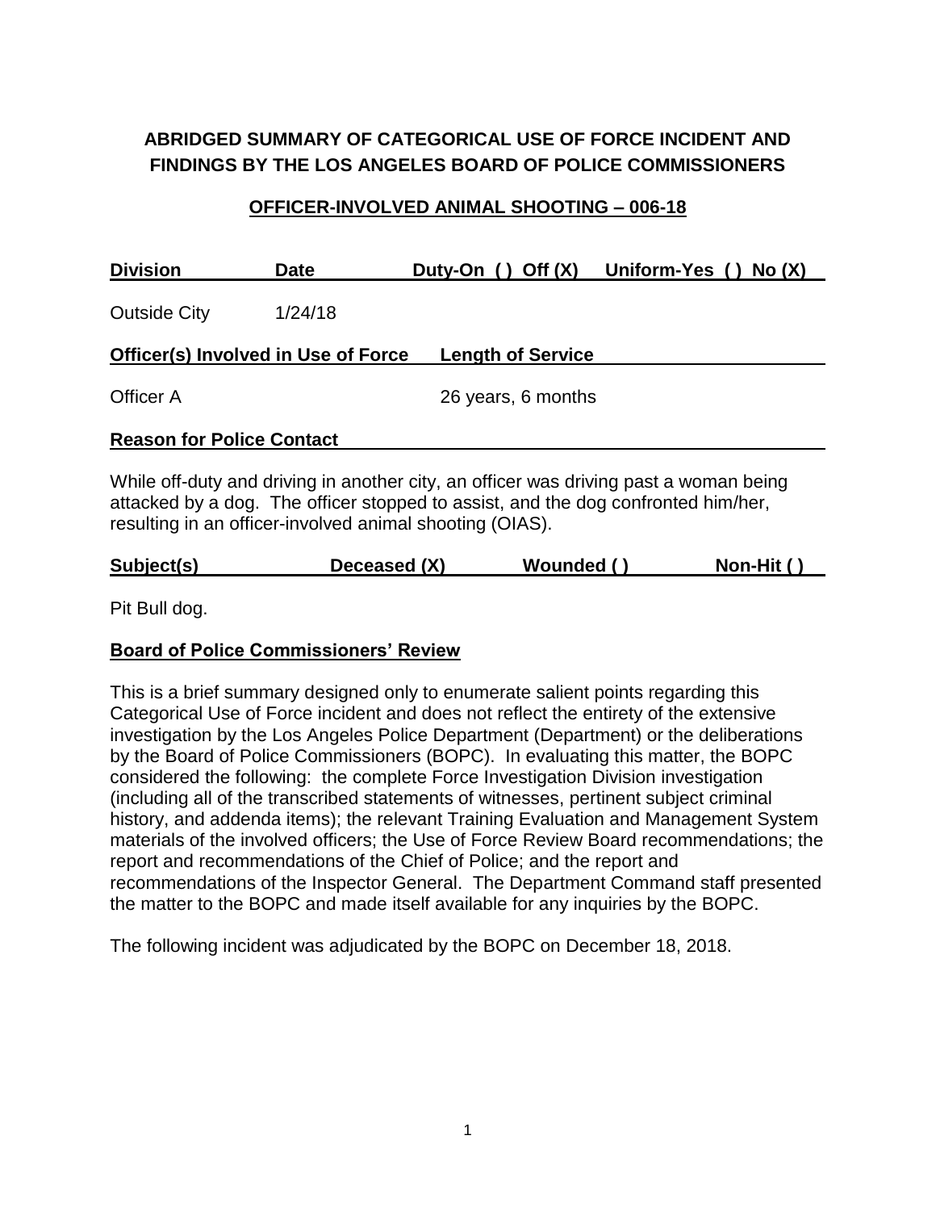# ABRIDGED SUMMARY OF CATEGORICAL USE OF FORCE INCIDENT AND FINDINGS BY THE LOS ANGELES BOARD OF POLICE COMMISSIONERS

## OFFICER-INVOLVED ANIMAL SHOOTING – 006-18

| Division | Date | Duty-On ( ) Off (X) | Uniform-Yes ( ) No (X) |
|---|---|---|---|
| Outside City | 1/24/18 | | |

| Officer(s) Involved in Use of Force | Length of Service |
|---|---|
| Officer A | 26 years, 6 months |

**Reason for Police Contact**

While off-duty and driving in another city, an officer was driving past a woman being attacked by a dog. The officer stopped to assist, and the dog confronted him/her, resulting in an officer-involved animal shooting (OIAS).

| Subject(s) | Deceased (X) | Wounded ( ) | Non-Hit ( ) |
|---|---|---|---|

Pit Bull dog.

**Board of Police Commissioners' Review**

This is a brief summary designed only to enumerate salient points regarding this Categorical Use of Force incident and does not reflect the entirety of the extensive investigation by the Los Angeles Police Department (Department) or the deliberations by the Board of Police Commissioners (BOPC). In evaluating this matter, the BOPC considered the following: the complete Force Investigation Division investigation (including all of the transcribed statements of witnesses, pertinent subject criminal history, and addenda items); the relevant Training Evaluation and Management System materials of the involved officers; the Use of Force Review Board recommendations; the report and recommendations of the Chief of Police; and the report and recommendations of the Inspector General. The Department Command staff presented the matter to the BOPC and made itself available for any inquiries by the BOPC.

The following incident was adjudicated by the BOPC on December 18, 2018.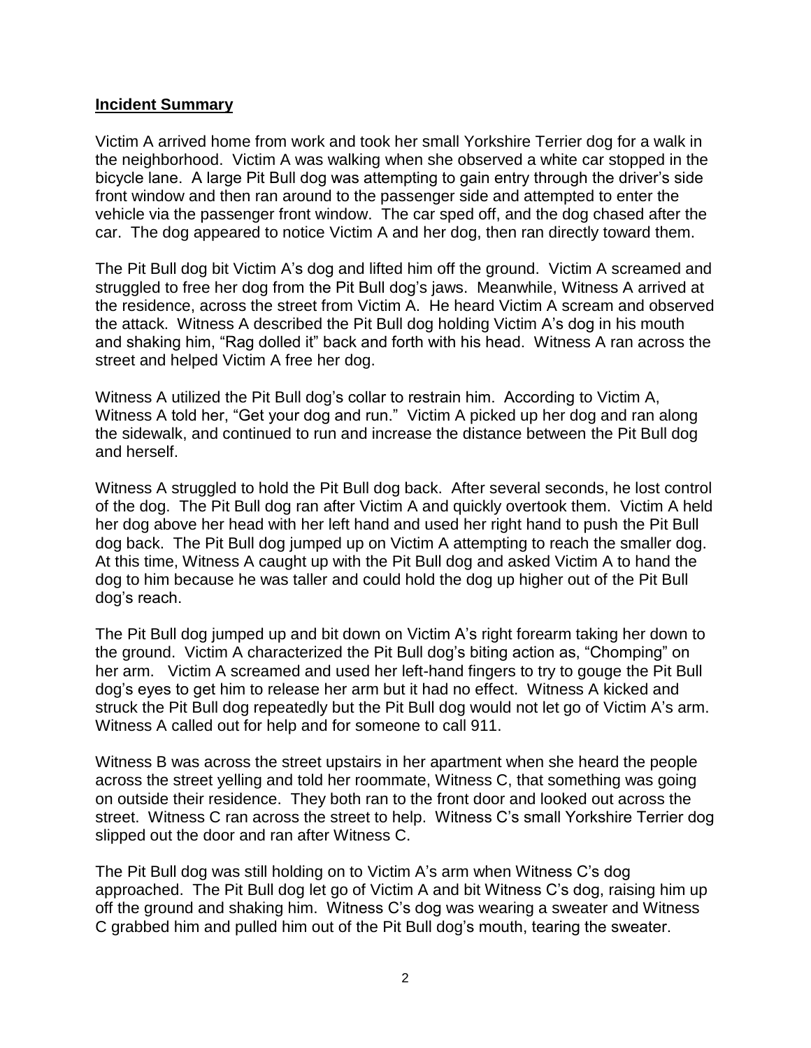## **Incident Summary**

Victim A arrived home from work and took her small Yorkshire Terrier dog for a walk in the neighborhood. Victim A was walking when she observed a white car stopped in the bicycle lane. A large Pit Bull dog was attempting to gain entry through the driver's side front window and then ran around to the passenger side and attempted to enter the vehicle via the passenger front window. The car sped off, and the dog chased after the car. The dog appeared to notice Victim A and her dog, then ran directly toward them.

The Pit Bull dog bit Victim A's dog and lifted him off the ground. Victim A screamed and struggled to free her dog from the Pit Bull dog's jaws. Meanwhile, Witness A arrived at the residence, across the street from Victim A. He heard Victim A scream and observed the attack. Witness A described the Pit Bull dog holding Victim A's dog in his mouth and shaking him, "Rag dolled it" back and forth with his head. Witness A ran across the street and helped Victim A free her dog.

Witness A utilized the Pit Bull dog's collar to restrain him. According to Victim A, Witness A told her, "Get your dog and run." Victim A picked up her dog and ran along the sidewalk, and continued to run and increase the distance between the Pit Bull dog and herself.

Witness A struggled to hold the Pit Bull dog back. After several seconds, he lost control of the dog. The Pit Bull dog ran after Victim A and quickly overtook them. Victim A held her dog above her head with her left hand and used her right hand to push the Pit Bull dog back. The Pit Bull dog jumped up on Victim A attempting to reach the smaller dog. At this time, Witness A caught up with the Pit Bull dog and asked Victim A to hand the dog to him because he was taller and could hold the dog up higher out of the Pit Bull dog's reach.

The Pit Bull dog jumped up and bit down on Victim A's right forearm taking her down to the ground. Victim A characterized the Pit Bull dog's biting action as, "Chomping" on her arm. Victim A screamed and used her left-hand fingers to try to gouge the Pit Bull dog's eyes to get him to release her arm but it had no effect. Witness A kicked and struck the Pit Bull dog repeatedly but the Pit Bull dog would not let go of Victim A's arm. Witness A called out for help and for someone to call 911.

Witness B was across the street upstairs in her apartment when she heard the people across the street yelling and told her roommate, Witness C, that something was going on outside their residence. They both ran to the front door and looked out across the street. Witness C ran across the street to help. Witness C's small Yorkshire Terrier dog slipped out the door and ran after Witness C.

The Pit Bull dog was still holding on to Victim A's arm when Witness C's dog approached. The Pit Bull dog let go of Victim A and bit Witness C's dog, raising him up off the ground and shaking him. Witness C's dog was wearing a sweater and Witness C grabbed him and pulled him out of the Pit Bull dog's mouth, tearing the sweater.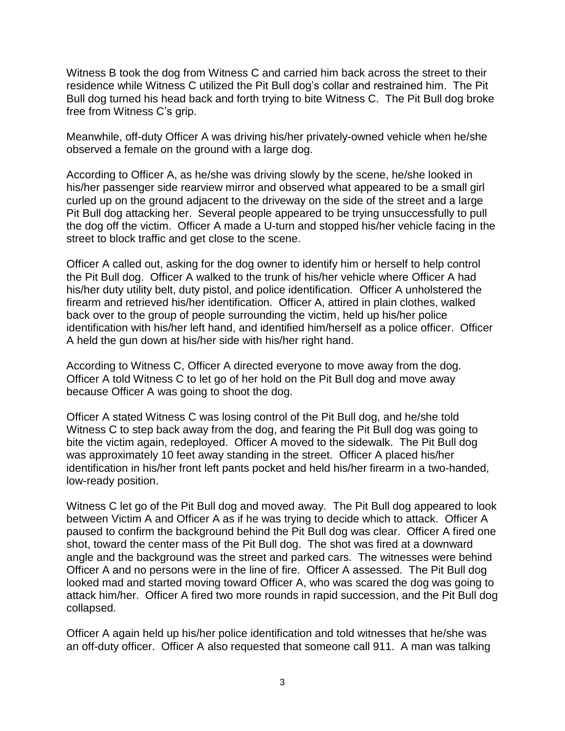Witness B took the dog from Witness C and carried him back across the street to their residence while Witness C utilized the Pit Bull dog's collar and restrained him. The Pit Bull dog turned his head back and forth trying to bite Witness C. The Pit Bull dog broke free from Witness C's grip.

Meanwhile, off-duty Officer A was driving his/her privately-owned vehicle when he/she observed a female on the ground with a large dog.

According to Officer A, as he/she was driving slowly by the scene, he/she looked in his/her passenger side rearview mirror and observed what appeared to be a small girl curled up on the ground adjacent to the driveway on the side of the street and a large Pit Bull dog attacking her. Several people appeared to be trying unsuccessfully to pull the dog off the victim. Officer A made a U-turn and stopped his/her vehicle facing in the street to block traffic and get close to the scene.

Officer A called out, asking for the dog owner to identify him or herself to help control the Pit Bull dog. Officer A walked to the trunk of his/her vehicle where Officer A had his/her duty utility belt, duty pistol, and police identification. Officer A unholstered the firearm and retrieved his/her identification. Officer A, attired in plain clothes, walked back over to the group of people surrounding the victim, held up his/her police identification with his/her left hand, and identified him/herself as a police officer. Officer A held the gun down at his/her side with his/her right hand.

According to Witness C, Officer A directed everyone to move away from the dog. Officer A told Witness C to let go of her hold on the Pit Bull dog and move away because Officer A was going to shoot the dog.

Officer A stated Witness C was losing control of the Pit Bull dog, and he/she told Witness C to step back away from the dog, and fearing the Pit Bull dog was going to bite the victim again, redeployed. Officer A moved to the sidewalk. The Pit Bull dog was approximately 10 feet away standing in the street. Officer A placed his/her identification in his/her front left pants pocket and held his/her firearm in a two-handed, low-ready position.

Witness C let go of the Pit Bull dog and moved away. The Pit Bull dog appeared to look between Victim A and Officer A as if he was trying to decide which to attack. Officer A paused to confirm the background behind the Pit Bull dog was clear. Officer A fired one shot, toward the center mass of the Pit Bull dog. The shot was fired at a downward angle and the background was the street and parked cars. The witnesses were behind Officer A and no persons were in the line of fire. Officer A assessed. The Pit Bull dog looked mad and started moving toward Officer A, who was scared the dog was going to attack him/her. Officer A fired two more rounds in rapid succession, and the Pit Bull dog collapsed.

Officer A again held up his/her police identification and told witnesses that he/she was an off-duty officer. Officer A also requested that someone call 911. A man was talking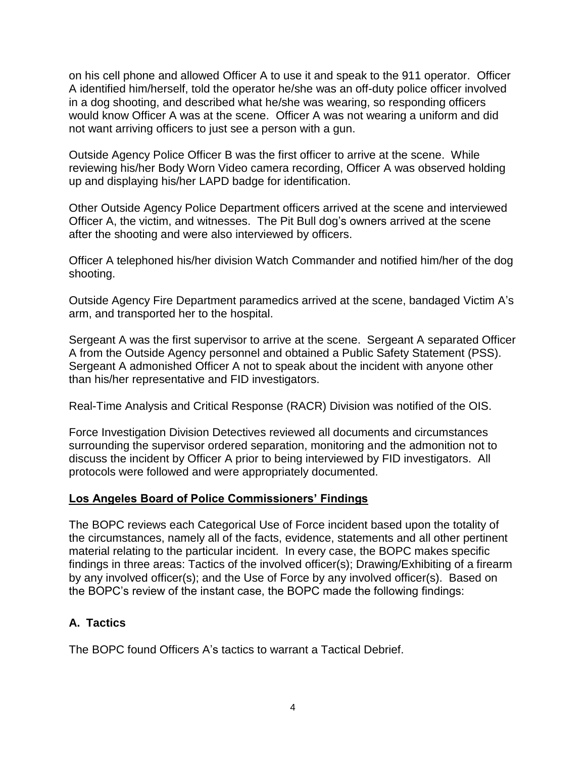on his cell phone and allowed Officer A to use it and speak to the 911 operator. Officer A identified him/herself, told the operator he/she was an off-duty police officer involved in a dog shooting, and described what he/she was wearing, so responding officers would know Officer A was at the scene. Officer A was not wearing a uniform and did not want arriving officers to just see a person with a gun.

Outside Agency Police Officer B was the first officer to arrive at the scene. While reviewing his/her Body Worn Video camera recording, Officer A was observed holding up and displaying his/her LAPD badge for identification.

Other Outside Agency Police Department officers arrived at the scene and interviewed Officer A, the victim, and witnesses. The Pit Bull dog's owners arrived at the scene after the shooting and were also interviewed by officers.

Officer A telephoned his/her division Watch Commander and notified him/her of the dog shooting.

Outside Agency Fire Department paramedics arrived at the scene, bandaged Victim A's arm, and transported her to the hospital.

Sergeant A was the first supervisor to arrive at the scene. Sergeant A separated Officer A from the Outside Agency personnel and obtained a Public Safety Statement (PSS). Sergeant A admonished Officer A not to speak about the incident with anyone other than his/her representative and FID investigators.

Real-Time Analysis and Critical Response (RACR) Division was notified of the OIS.

Force Investigation Division Detectives reviewed all documents and circumstances surrounding the supervisor ordered separation, monitoring and the admonition not to discuss the incident by Officer A prior to being interviewed by FID investigators. All protocols were followed and were appropriately documented.

## Los Angeles Board of Police Commissioners' Findings

The BOPC reviews each Categorical Use of Force incident based upon the totality of the circumstances, namely all of the facts, evidence, statements and all other pertinent material relating to the particular incident. In every case, the BOPC makes specific findings in three areas: Tactics of the involved officer(s); Drawing/Exhibiting of a firearm by any involved officer(s); and the Use of Force by any involved officer(s). Based on the BOPC's review of the instant case, the BOPC made the following findings:

### A. Tactics

The BOPC found Officers A's tactics to warrant a Tactical Debrief.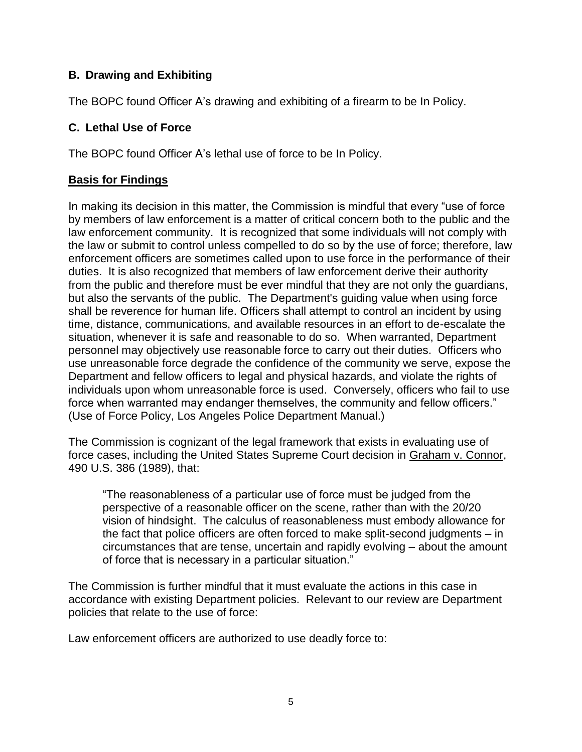### B. Drawing and Exhibiting

The BOPC found Officer A's drawing and exhibiting of a firearm to be In Policy.

### C. Lethal Use of Force

The BOPC found Officer A's lethal use of force to be In Policy.

**Basis for Findings**

In making its decision in this matter, the Commission is mindful that every "use of force by members of law enforcement is a matter of critical concern both to the public and the law enforcement community. It is recognized that some individuals will not comply with the law or submit to control unless compelled to do so by the use of force; therefore, law enforcement officers are sometimes called upon to use force in the performance of their duties. It is also recognized that members of law enforcement derive their authority from the public and therefore must be ever mindful that they are not only the guardians, but also the servants of the public. The Department's guiding value when using force shall be reverence for human life. Officers shall attempt to control an incident by using time, distance, communications, and available resources in an effort to de-escalate the situation, whenever it is safe and reasonable to do so. When warranted, Department personnel may objectively use reasonable force to carry out their duties. Officers who use unreasonable force degrade the confidence of the community we serve, expose the Department and fellow officers to legal and physical hazards, and violate the rights of individuals upon whom unreasonable force is used. Conversely, officers who fail to use force when warranted may endanger themselves, the community and fellow officers." (Use of Force Policy, Los Angeles Police Department Manual.)

The Commission is cognizant of the legal framework that exists in evaluating use of force cases, including the United States Supreme Court decision in Graham v. Connor, 490 U.S. 386 (1989), that:

> "The reasonableness of a particular use of force must be judged from the perspective of a reasonable officer on the scene, rather than with the 20/20 vision of hindsight. The calculus of reasonableness must embody allowance for the fact that police officers are often forced to make split-second judgments – in circumstances that are tense, uncertain and rapidly evolving – about the amount of force that is necessary in a particular situation."

The Commission is further mindful that it must evaluate the actions in this case in accordance with existing Department policies. Relevant to our review are Department policies that relate to the use of force:

Law enforcement officers are authorized to use deadly force to: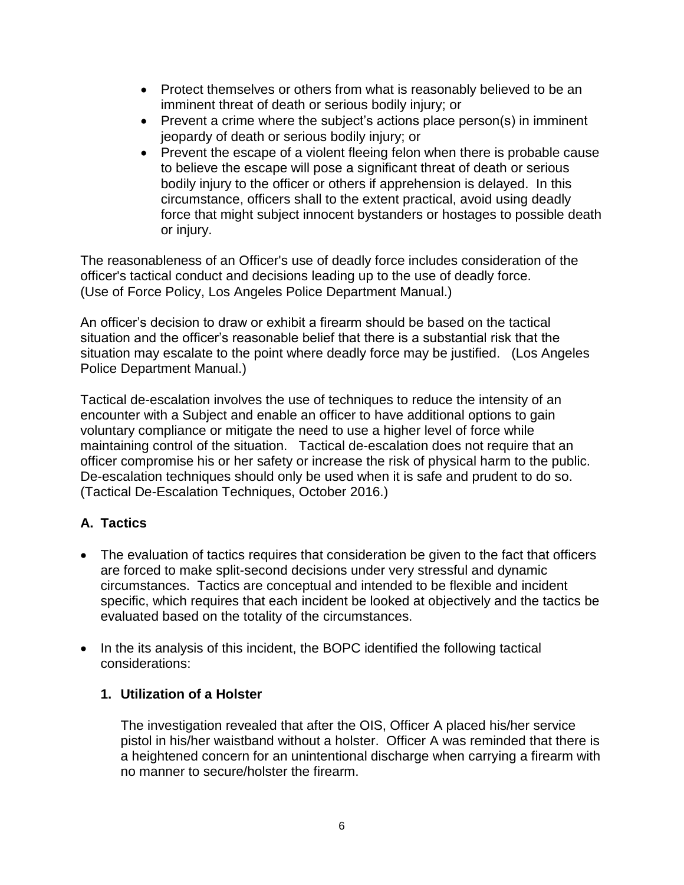- Protect themselves or others from what is reasonably believed to be an imminent threat of death or serious bodily injury; or
- Prevent a crime where the subject's actions place person(s) in imminent jeopardy of death or serious bodily injury; or
- Prevent the escape of a violent fleeing felon when there is probable cause to believe the escape will pose a significant threat of death or serious bodily injury to the officer or others if apprehension is delayed. In this circumstance, officers shall to the extent practical, avoid using deadly force that might subject innocent bystanders or hostages to possible death or injury.

The reasonableness of an Officer's use of deadly force includes consideration of the officer's tactical conduct and decisions leading up to the use of deadly force. (Use of Force Policy, Los Angeles Police Department Manual.)

An officer's decision to draw or exhibit a firearm should be based on the tactical situation and the officer's reasonable belief that there is a substantial risk that the situation may escalate to the point where deadly force may be justified. (Los Angeles Police Department Manual.)

Tactical de-escalation involves the use of techniques to reduce the intensity of an encounter with a Subject and enable an officer to have additional options to gain voluntary compliance or mitigate the need to use a higher level of force while maintaining control of the situation. Tactical de-escalation does not require that an officer compromise his or her safety or increase the risk of physical harm to the public. De-escalation techniques should only be used when it is safe and prudent to do so. (Tactical De-Escalation Techniques, October 2016.)

## A. Tactics

- The evaluation of tactics requires that consideration be given to the fact that officers are forced to make split-second decisions under very stressful and dynamic circumstances. Tactics are conceptual and intended to be flexible and incident specific, which requires that each incident be looked at objectively and the tactics be evaluated based on the totality of the circumstances.
- In the its analysis of this incident, the BOPC identified the following tactical considerations:

### 1. Utilization of a Holster

The investigation revealed that after the OIS, Officer A placed his/her service pistol in his/her waistband without a holster. Officer A was reminded that there is a heightened concern for an unintentional discharge when carrying a firearm with no manner to secure/holster the firearm.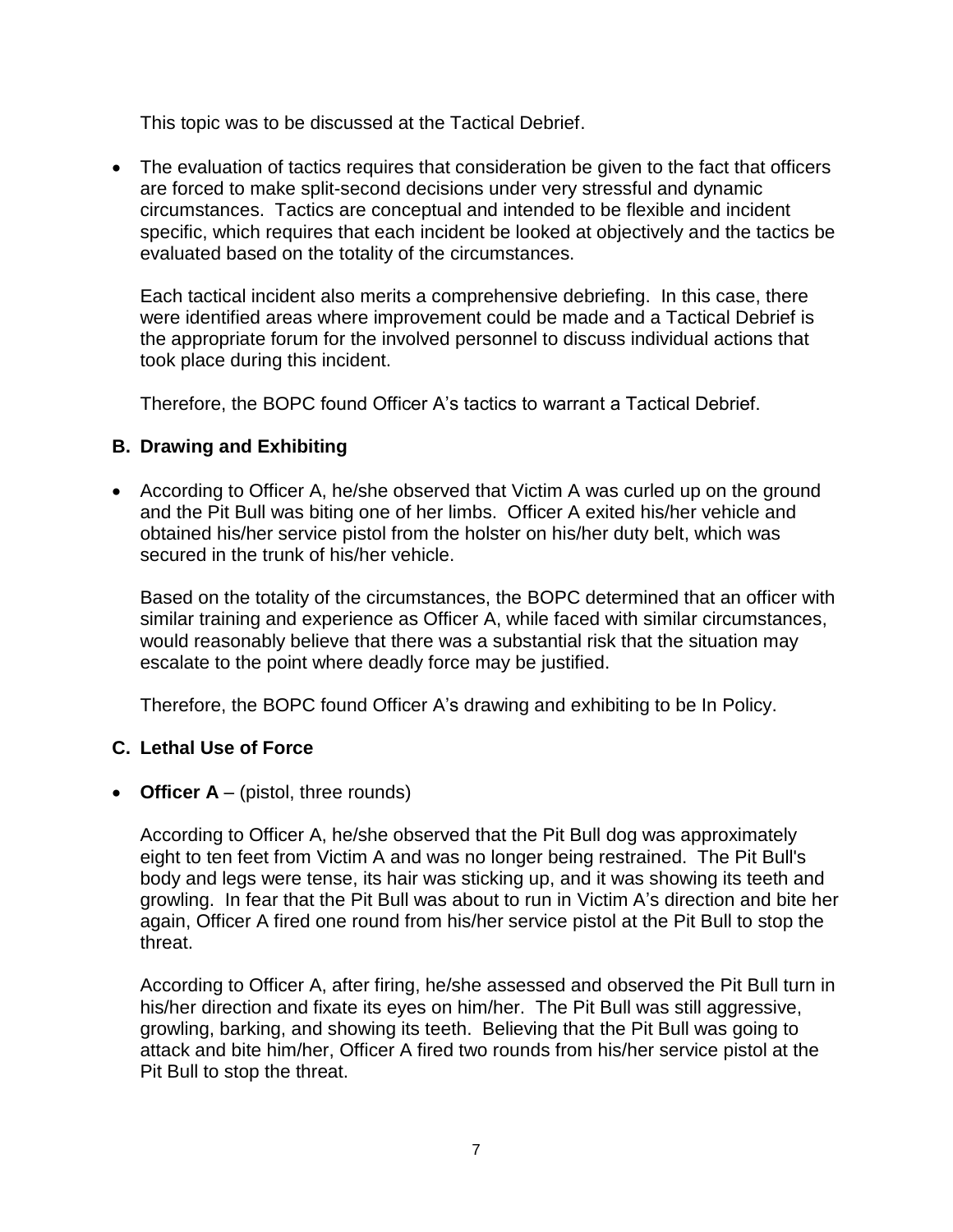This topic was to be discussed at the Tactical Debrief.

- The evaluation of tactics requires that consideration be given to the fact that officers are forced to make split-second decisions under very stressful and dynamic circumstances. Tactics are conceptual and intended to be flexible and incident specific, which requires that each incident be looked at objectively and the tactics be evaluated based on the totality of the circumstances.

  Each tactical incident also merits a comprehensive debriefing. In this case, there were identified areas where improvement could be made and a Tactical Debrief is the appropriate forum for the involved personnel to discuss individual actions that took place during this incident.

  Therefore, the BOPC found Officer A's tactics to warrant a Tactical Debrief.

### B. Drawing and Exhibiting

- According to Officer A, he/she observed that Victim A was curled up on the ground and the Pit Bull was biting one of her limbs. Officer A exited his/her vehicle and obtained his/her service pistol from the holster on his/her duty belt, which was secured in the trunk of his/her vehicle.

  Based on the totality of the circumstances, the BOPC determined that an officer with similar training and experience as Officer A, while faced with similar circumstances, would reasonably believe that there was a substantial risk that the situation may escalate to the point where deadly force may be justified.

  Therefore, the BOPC found Officer A's drawing and exhibiting to be In Policy.

### C. Lethal Use of Force

- **Officer A** – (pistol, three rounds)

  According to Officer A, he/she observed that the Pit Bull dog was approximately eight to ten feet from Victim A and was no longer being restrained. The Pit Bull's body and legs were tense, its hair was sticking up, and it was showing its teeth and growling. In fear that the Pit Bull was about to run in Victim A's direction and bite her again, Officer A fired one round from his/her service pistol at the Pit Bull to stop the threat.

  According to Officer A, after firing, he/she assessed and observed the Pit Bull turn in his/her direction and fixate its eyes on him/her. The Pit Bull was still aggressive, growling, barking, and showing its teeth. Believing that the Pit Bull was going to attack and bite him/her, Officer A fired two rounds from his/her service pistol at the Pit Bull to stop the threat.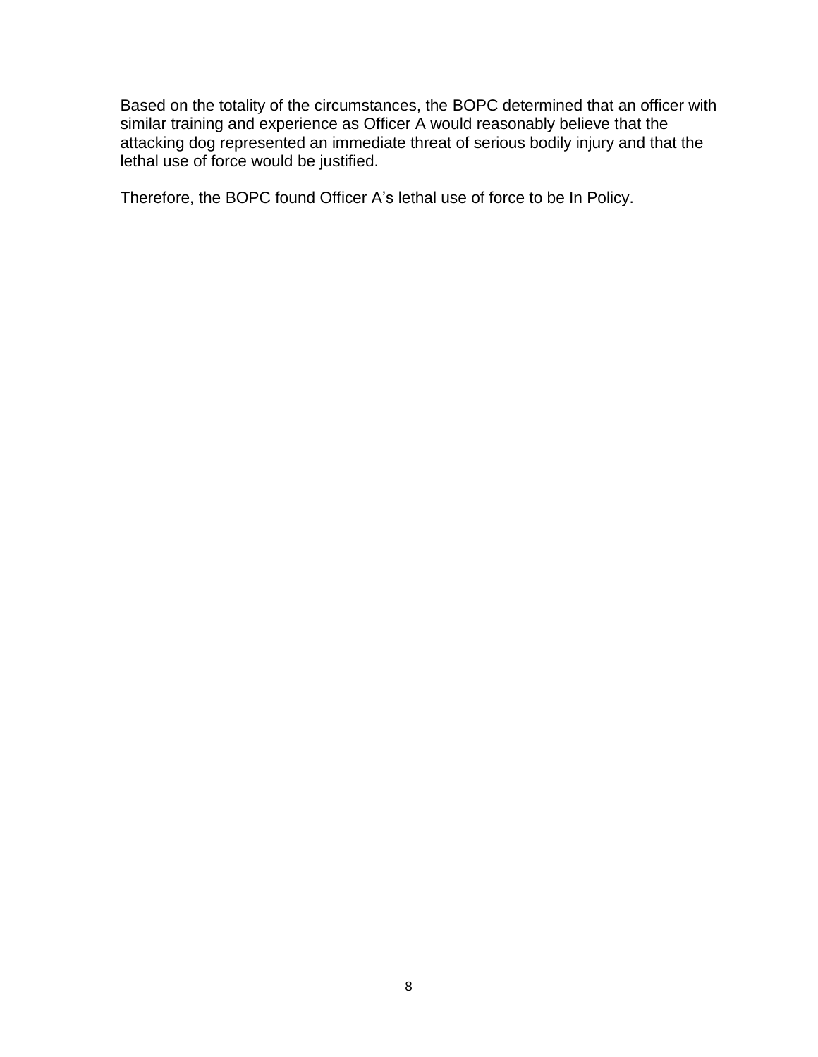Based on the totality of the circumstances, the BOPC determined that an officer with similar training and experience as Officer A would reasonably believe that the attacking dog represented an immediate threat of serious bodily injury and that the lethal use of force would be justified.

Therefore, the BOPC found Officer A's lethal use of force to be In Policy.